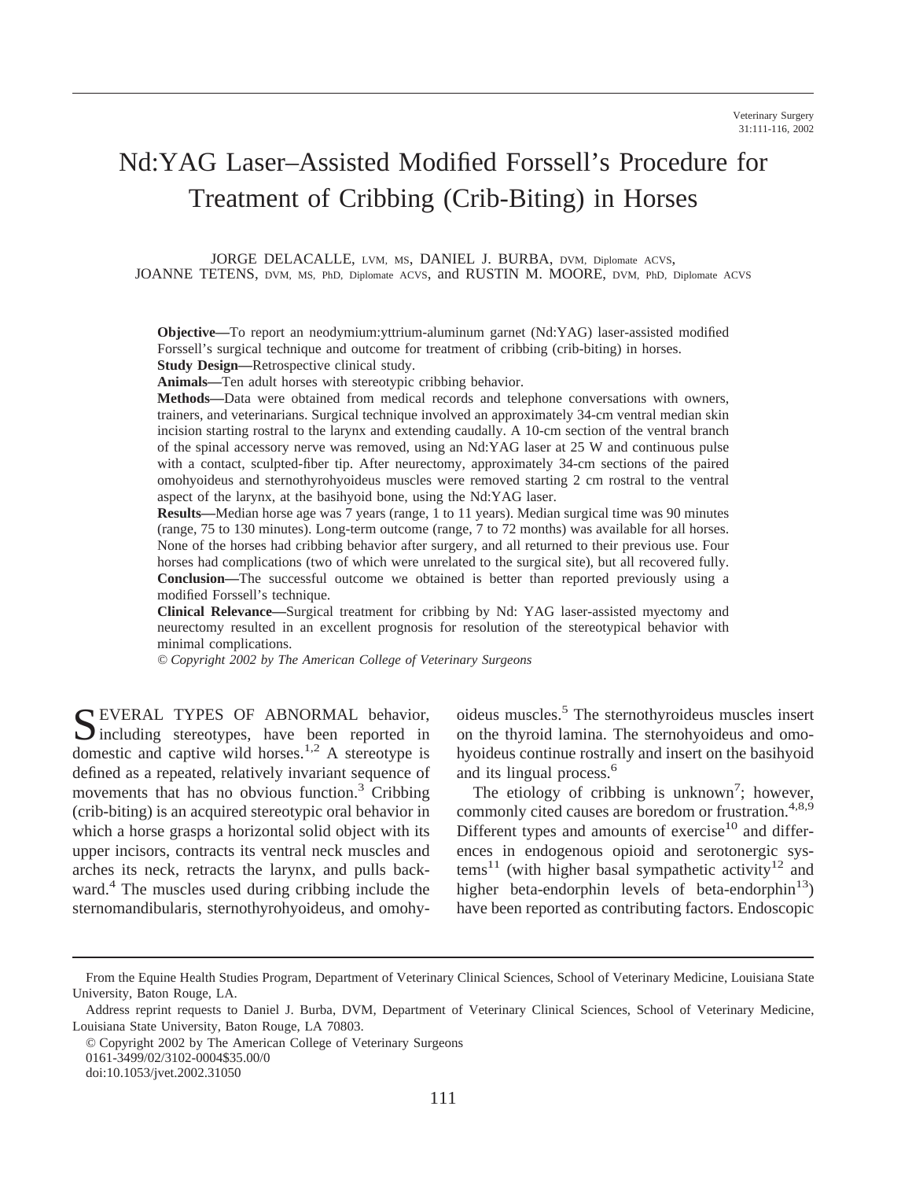# Nd:YAG Laser–Assisted Modified Forssell's Procedure for Treatment of Cribbing (Crib-Biting) in Horses

JORGE DELACALLE, LVM, MS, DANIEL J. BURBA, DVM, Diplomate ACVS, JOANNE TETENS, DVM, MS, PhD, Diplomate ACVS, and RUSTIN M. MOORE, DVM, PhD, Diplomate ACVS

**Objective—**To report an neodymium:yttrium-aluminum garnet (Nd:YAG) laser-assisted modified Forssell's surgical technique and outcome for treatment of cribbing (crib-biting) in horses.

**Study Design—**Retrospective clinical study.

**Animals—**Ten adult horses with stereotypic cribbing behavior.

**Methods—**Data were obtained from medical records and telephone conversations with owners, trainers, and veterinarians. Surgical technique involved an approximately 34-cm ventral median skin incision starting rostral to the larynx and extending caudally. A 10-cm section of the ventral branch of the spinal accessory nerve was removed, using an Nd:YAG laser at 25 W and continuous pulse with a contact, sculpted-fiber tip. After neurectomy, approximately 34-cm sections of the paired omohyoideus and sternothyrohyoideus muscles were removed starting 2 cm rostral to the ventral aspect of the larynx, at the basihyoid bone, using the Nd:YAG laser.

**Results—**Median horse age was 7 years (range, 1 to 11 years). Median surgical time was 90 minutes (range, 75 to 130 minutes). Long-term outcome (range, 7 to 72 months) was available for all horses. None of the horses had cribbing behavior after surgery, and all returned to their previous use. Four horses had complications (two of which were unrelated to the surgical site), but all recovered fully.

**Conclusion—**The successful outcome we obtained is better than reported previously using a modified Forssell's technique.

**Clinical Relevance—**Surgical treatment for cribbing by Nd: YAG laser-assisted myectomy and neurectomy resulted in an excellent prognosis for resolution of the stereotypical behavior with minimal complications.

*© Copyright 2002 by The American College of Veterinary Surgeons*

SEVERAL TYPES OF ABNORMAL behavior, including stereotypes, have been reported in domestic and captive wild horses.[1,2] A stereotype is defined as a repeated, relatively invariant sequence of movements that has no obvious function.[3] Cribbing (crib-biting) is an acquired stereotypic oral behavior in which a horse grasps a horizontal solid object with its upper incisors, contracts its ventral neck muscles and arches its neck, retracts the larynx, and pulls backward.[4] The muscles used during cribbing include the sternomandibularis, sternothyrohyoideus, and omohyoideus muscles.[5] The sternothyroideus muscles insert on the thyroid lamina. The sternohyoideus and omohyoideus continue rostrally and insert on the basihyoid and its lingual process.[6]

The etiology of cribbing is unknown[7]; however, commonly cited causes are boredom or frustration.[4,8,9] Different types and amounts of exercise[10] and differences in endogenous opioid and serotonergic systems[11] (with higher basal sympathetic activity[12] and higher beta-endorphin levels of beta-endorphin[13]) have been reported as contributing factors. Endoscopic

From the Equine Health Studies Program, Department of Veterinary Clinical Sciences, School of Veterinary Medicine, Louisiana State University, Baton Rouge, LA.

Address reprint requests to Daniel J. Burba, DVM, Department of Veterinary Clinical Sciences, School of Veterinary Medicine, Louisiana State University, Baton Rouge, LA 70803.

© Copyright 2002 by The American College of Veterinary Surgeons
0161-3499/02/3102-0004$35.00/0
doi:10.1053/jvet.2002.31050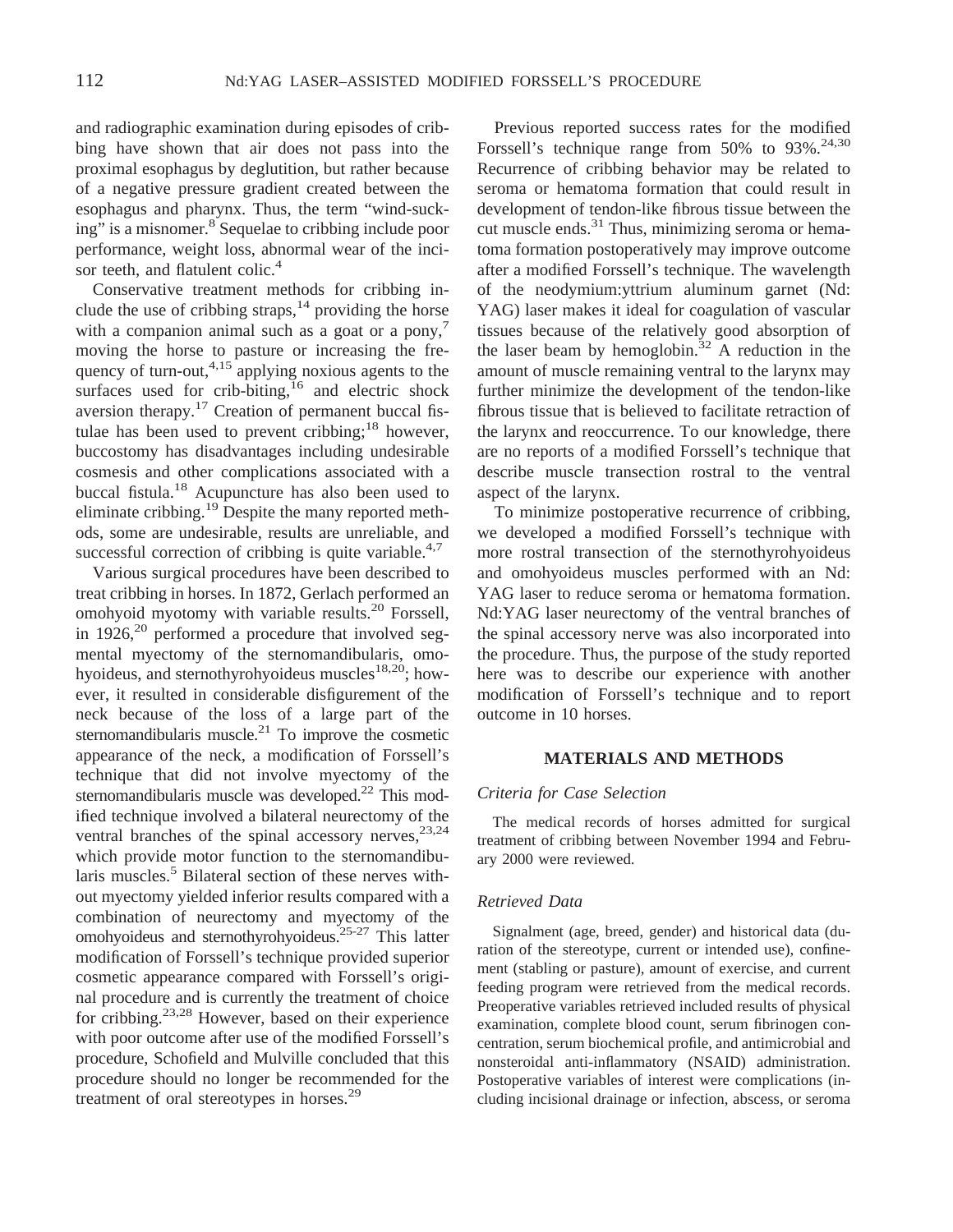and radiographic examination during episodes of cribbing have shown that air does not pass into the proximal esophagus by deglutition, but rather because of a negative pressure gradient created between the esophagus and pharynx. Thus, the term "wind-sucking" is a misnomer.[8] Sequelae to cribbing include poor performance, weight loss, abnormal wear of the incisor teeth, and flatulent colic.[4]

Conservative treatment methods for cribbing include the use of cribbing straps,[14] providing the horse with a companion animal such as a goat or a pony,[7] moving the horse to pasture or increasing the frequency of turn-out,[4,15] applying noxious agents to the surfaces used for crib-biting,[16] and electric shock aversion therapy.[17] Creation of permanent buccal fistulae has been used to prevent cribbing;[18] however, buccostomy has disadvantages including undesirable cosmesis and other complications associated with a buccal fistula.[18] Acupuncture has also been used to eliminate cribbing.[19] Despite the many reported methods, some are undesirable, results are unreliable, and successful correction of cribbing is quite variable.[4,7]

Various surgical procedures have been described to treat cribbing in horses. In 1872, Gerlach performed an omohyoid myotomy with variable results.[20] Forssell, in 1926,[20] performed a procedure that involved segmental myectomy of the sternomandibularis, omohyoideus, and sternothyrohyoideus muscles[18,20]; however, it resulted in considerable disfigurement of the neck because of the loss of a large part of the sternomandibularis muscle.[21] To improve the cosmetic appearance of the neck, a modification of Forssell's technique that did not involve myectomy of the sternomandibularis muscle was developed.[22] This modified technique involved a bilateral neurectomy of the ventral branches of the spinal accessory nerves,[23,24] which provide motor function to the sternomandibularis muscles.[5] Bilateral section of these nerves without myectomy yielded inferior results compared with a combination of neurectomy and myectomy of the omohyoideus and sternothyrohyoideus.[25-27] This latter modification of Forssell's technique provided superior cosmetic appearance compared with Forssell's original procedure and is currently the treatment of choice for cribbing.[23,28] However, based on their experience with poor outcome after use of the modified Forssell's procedure, Schofield and Mulville concluded that this procedure should no longer be recommended for the treatment of oral stereotypes in horses.[29]

Previous reported success rates for the modified Forssell's technique range from 50% to 93%.[24,30] Recurrence of cribbing behavior may be related to seroma or hematoma formation that could result in development of tendon-like fibrous tissue between the cut muscle ends.[31] Thus, minimizing seroma or hematoma formation postoperatively may improve outcome after a modified Forssell's technique. The wavelength of the neodymium:yttrium aluminum garnet (Nd:YAG) laser makes it ideal for coagulation of vascular tissues because of the relatively good absorption of the laser beam by hemoglobin.[32] A reduction in the amount of muscle remaining ventral to the larynx may further minimize the development of the tendon-like fibrous tissue that is believed to facilitate retraction of the larynx and reoccurrence. To our knowledge, there are no reports of a modified Forssell's technique that describe muscle transection rostral to the ventral aspect of the larynx.

To minimize postoperative recurrence of cribbing, we developed a modified Forssell's technique with more rostral transection of the sternothyrohyoideus and omohyoideus muscles performed with an Nd:YAG laser to reduce seroma or hematoma formation. Nd:YAG laser neurectomy of the ventral branches of the spinal accessory nerve was also incorporated into the procedure. Thus, the purpose of the study reported here was to describe our experience with another modification of Forssell's technique and to report outcome in 10 horses.

## MATERIALS AND METHODS

### *Criteria for Case Selection*

The medical records of horses admitted for surgical treatment of cribbing between November 1994 and February 2000 were reviewed.

### *Retrieved Data*

Signalment (age, breed, gender) and historical data (duration of the stereotype, current or intended use), confinement (stabling or pasture), amount of exercise, and current feeding program were retrieved from the medical records. Preoperative variables retrieved included results of physical examination, complete blood count, serum fibrinogen concentration, serum biochemical profile, and antimicrobial and nonsteroidal anti-inflammatory (NSAID) administration. Postoperative variables of interest were complications (including incisional drainage or infection, abscess, or seroma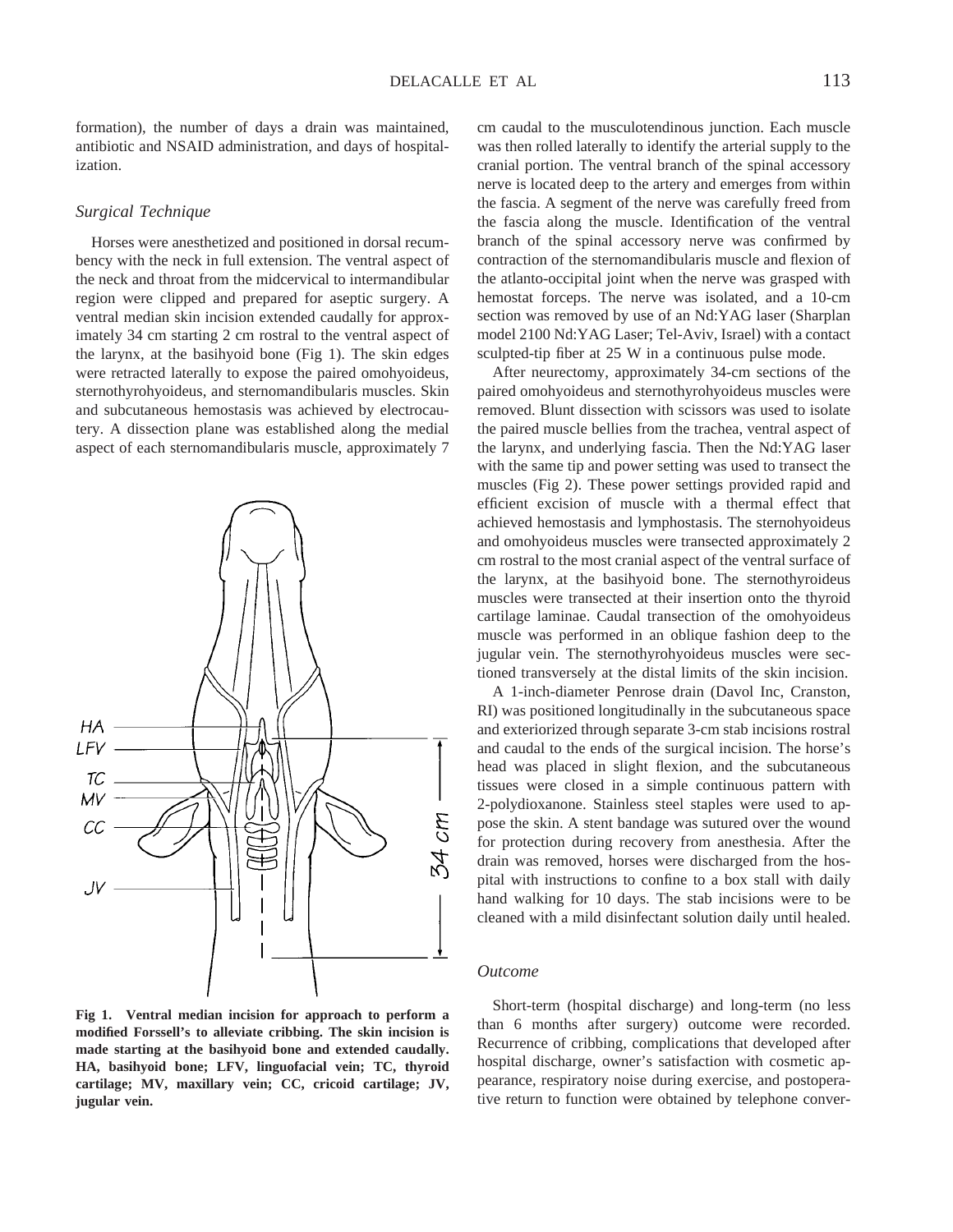formation), the number of days a drain was maintained, antibiotic and NSAID administration, and days of hospitalization.

### *Surgical Technique*

Horses were anesthetized and positioned in dorsal recumbency with the neck in full extension. The ventral aspect of the neck and throat from the midcervical to intermandibular region were clipped and prepared for aseptic surgery. A ventral median skin incision extended caudally for approximately 34 cm starting 2 cm rostral to the ventral aspect of the larynx, at the basihyoid bone (Fig 1). The skin edges were retracted laterally to expose the paired omohyoideus, sternothyrohyoideus, and sternomandibularis muscles. Skin and subcutaneous hemostasis was achieved by electrocautery. A dissection plane was established along the medial aspect of each sternomandibularis muscle, approximately 7 cm caudal to the musculotendinous junction. Each muscle was then rolled laterally to identify the arterial supply to the cranial portion. The ventral branch of the spinal accessory nerve is located deep to the artery and emerges from within the fascia. A segment of the nerve was carefully freed from the fascia along the muscle. Identification of the ventral branch of the spinal accessory nerve was confirmed by contraction of the sternomandibularis muscle and flexion of the atlanto-occipital joint when the nerve was grasped with hemostat forceps. The nerve was isolated, and a 10-cm section was removed by use of an Nd:YAG laser (Sharplan model 2100 Nd:YAG Laser; Tel-Aviv, Israel) with a contact sculpted-tip fiber at 25 W in a continuous pulse mode.

After neurectomy, approximately 34-cm sections of the paired omohyoideus and sternothyrohyoideus muscles were removed. Blunt dissection with scissors was used to isolate the paired muscle bellies from the trachea, ventral aspect of the larynx, and underlying fascia. Then the Nd:YAG laser with the same tip and power setting was used to transect the muscles (Fig 2). These power settings provided rapid and efficient excision of muscle with a thermal effect that achieved hemostasis and lymphostasis. The sternohyoideus and omohyoideus muscles were transected approximately 2 cm rostral to the most cranial aspect of the ventral surface of the larynx, at the basihyoid bone. The sternothyroideus muscles were transected at their insertion onto the thyroid cartilage laminae. Caudal transection of the omohyoideus muscle was performed in an oblique fashion deep to the jugular vein. The sternothyrohyoideus muscles were sectioned transversely at the distal limits of the skin incision.

A 1-inch-diameter Penrose drain (Davol Inc, Cranston, RI) was positioned longitudinally in the subcutaneous space and exteriorized through separate 3-cm stab incisions rostral and caudal to the ends of the surgical incision. The horse's head was placed in slight flexion, and the subcutaneous tissues were closed in a simple continuous pattern with 2-polydioxanone. Stainless steel staples were used to appose the skin. A stent bandage was sutured over the wound for protection during recovery from anesthesia. After the drain was removed, horses were discharged from the hospital with instructions to confine to a box stall with daily hand walking for 10 days. The stab incisions were to be cleaned with a mild disinfectant solution daily until healed.

**Fig 1. Ventral median incision for approach to perform a modified Forssell's to alleviate cribbing. The skin incision is made starting at the basihyoid bone and extended caudally. HA, basihyoid bone; LFV, linguofacial vein; TC, thyroid cartilage; MV, maxillary vein; CC, cricoid cartilage; JV, jugular vein.**

### *Outcome*

Short-term (hospital discharge) and long-term (no less than 6 months after surgery) outcome were recorded. Recurrence of cribbing, complications that developed after hospital discharge, owner's satisfaction with cosmetic appearance, respiratory noise during exercise, and postoperative return to function were obtained by telephone conver-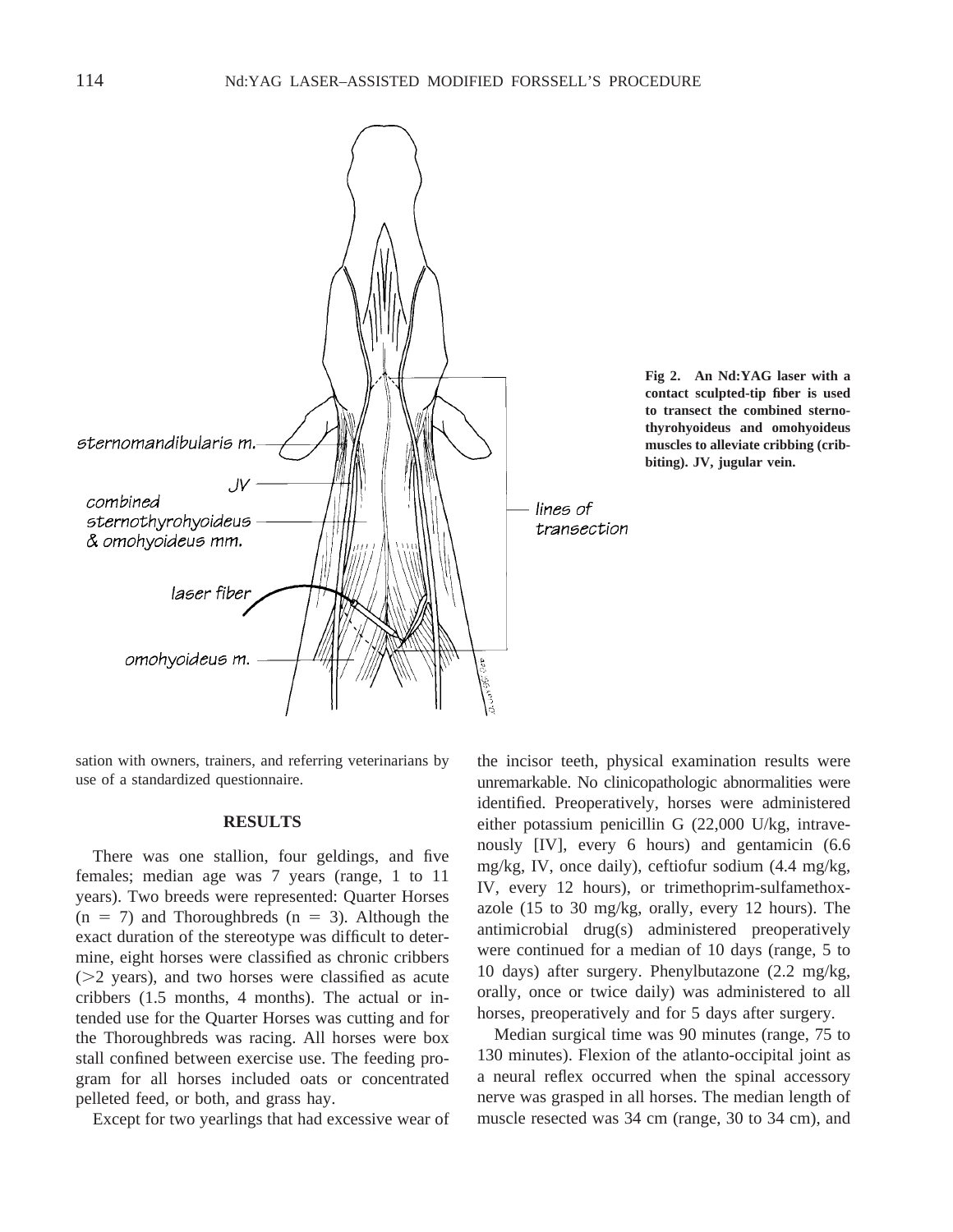**Fig 2. An Nd:YAG laser with a contact sculpted-tip fiber is used to transect the combined sternothyrohyoideus and omohyoideus muscles to alleviate cribbing (cribbiting). JV, jugular vein.**

sation with owners, trainers, and referring veterinarians by use of a standardized questionnaire.

## RESULTS

There was one stallion, four geldings, and five females; median age was 7 years (range, 1 to 11 years). Two breeds were represented: Quarter Horses (n = 7) and Thoroughbreds (n = 3). Although the exact duration of the stereotype was difficult to determine, eight horses were classified as chronic cribbers (>2 years), and two horses were classified as acute cribbers (1.5 months, 4 months). The actual or intended use for the Quarter Horses was cutting and for the Thoroughbreds was racing. All horses were box stall confined between exercise use. The feeding program for all horses included oats or concentrated pelleted feed, or both, and grass hay.

Except for two yearlings that had excessive wear of the incisor teeth, physical examination results were unremarkable. No clinicopathologic abnormalities were identified. Preoperatively, horses were administered either potassium penicillin G (22,000 U/kg, intravenously [IV], every 6 hours) and gentamicin (6.6 mg/kg, IV, once daily), ceftiofur sodium (4.4 mg/kg, IV, every 12 hours), or trimethoprim-sulfamethoxazole (15 to 30 mg/kg, orally, every 12 hours). The antimicrobial drug(s) administered preoperatively were continued for a median of 10 days (range, 5 to 10 days) after surgery. Phenylbutazone (2.2 mg/kg, orally, once or twice daily) was administered to all horses, preoperatively and for 5 days after surgery.

Median surgical time was 90 minutes (range, 75 to 130 minutes). Flexion of the atlanto-occipital joint as a neural reflex occurred when the spinal accessory nerve was grasped in all horses. The median length of muscle resected was 34 cm (range, 30 to 34 cm), and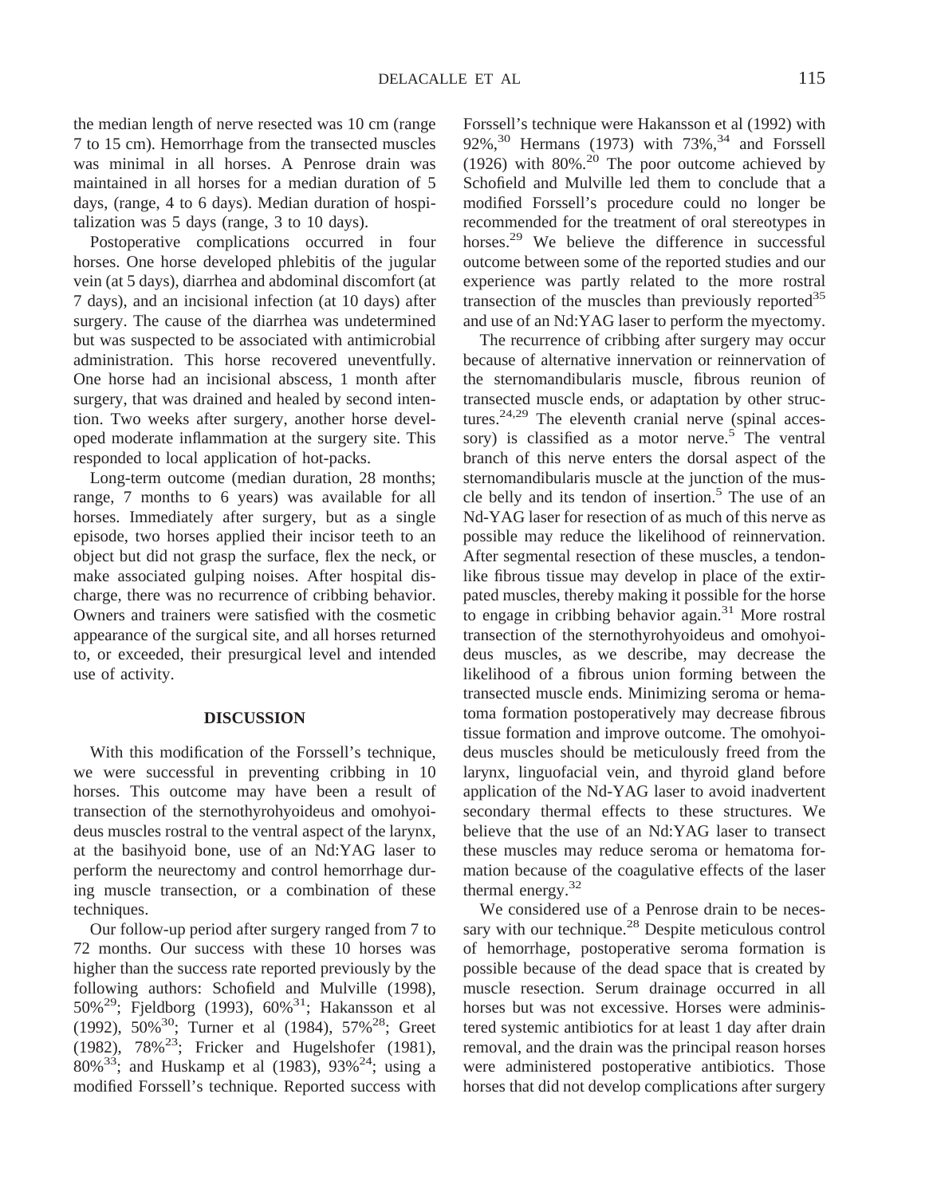the median length of nerve resected was 10 cm (range 7 to 15 cm). Hemorrhage from the transected muscles was minimal in all horses. A Penrose drain was maintained in all horses for a median duration of 5 days, (range, 4 to 6 days). Median duration of hospitalization was 5 days (range, 3 to 10 days).

Postoperative complications occurred in four horses. One horse developed phlebitis of the jugular vein (at 5 days), diarrhea and abdominal discomfort (at 7 days), and an incisional infection (at 10 days) after surgery. The cause of the diarrhea was undetermined but was suspected to be associated with antimicrobial administration. This horse recovered uneventfully. One horse had an incisional abscess, 1 month after surgery, that was drained and healed by second intention. Two weeks after surgery, another horse developed moderate inflammation at the surgery site. This responded to local application of hot-packs.

Long-term outcome (median duration, 28 months; range, 7 months to 6 years) was available for all horses. Immediately after surgery, but as a single episode, two horses applied their incisor teeth to an object but did not grasp the surface, flex the neck, or make associated gulping noises. After hospital discharge, there was no recurrence of cribbing behavior. Owners and trainers were satisfied with the cosmetic appearance of the surgical site, and all horses returned to, or exceeded, their presurgical level and intended use of activity.

## DISCUSSION

With this modification of the Forssell's technique, we were successful in preventing cribbing in 10 horses. This outcome may have been a result of transection of the sternothyrohyoideus and omohyoideus muscles rostral to the ventral aspect of the larynx, at the basihyoid bone, use of an Nd:YAG laser to perform the neurectomy and control hemorrhage during muscle transection, or a combination of these techniques.

Our follow-up period after surgery ranged from 7 to 72 months. Our success with these 10 horses was higher than the success rate reported previously by the following authors: Schofield and Mulville (1998), 50%[29]; Fjeldborg (1993), 60%[31]; Hakansson et al (1992), 50%[30]; Turner et al (1984), 57%[28]; Greet (1982), 78%[23]; Fricker and Hugelshofer (1981), 80%[33]; and Huskamp et al (1983), 93%[24]; using a modified Forssell's technique. Reported success with Forssell's technique were Hakansson et al (1992) with 92%,[30] Hermans (1973) with 73%,[34] and Forssell (1926) with 80%.[20] The poor outcome achieved by Schofield and Mulville led them to conclude that a modified Forssell's procedure could no longer be recommended for the treatment of oral stereotypes in horses.[29] We believe the difference in successful outcome between some of the reported studies and our experience was partly related to the more rostral transection of the muscles than previously reported[35] and use of an Nd:YAG laser to perform the myectomy.

The recurrence of cribbing after surgery may occur because of alternative innervation or reinnervation of the sternomandibularis muscle, fibrous reunion of transected muscle ends, or adaptation by other structures.[24,29] The eleventh cranial nerve (spinal accessory) is classified as a motor nerve.[5] The ventral branch of this nerve enters the dorsal aspect of the sternomandibularis muscle at the junction of the muscle belly and its tendon of insertion.[5] The use of an Nd-YAG laser for resection of as much of this nerve as possible may reduce the likelihood of reinnervation. After segmental resection of these muscles, a tendon-like fibrous tissue may develop in place of the extirpated muscles, thereby making it possible for the horse to engage in cribbing behavior again.[31] More rostral transection of the sternothyrohyoideus and omohyoideus muscles, as we describe, may decrease the likelihood of a fibrous union forming between the transected muscle ends. Minimizing seroma or hematoma formation postoperatively may decrease fibrous tissue formation and improve outcome. The omohyoideus muscles should be meticulously freed from the larynx, linguofacial vein, and thyroid gland before application of the Nd-YAG laser to avoid inadvertent secondary thermal effects to these structures. We believe that the use of an Nd:YAG laser to transect these muscles may reduce seroma or hematoma formation because of the coagulative effects of the laser thermal energy.[32]

We considered use of a Penrose drain to be necessary with our technique.[28] Despite meticulous control of hemorrhage, postoperative seroma formation is possible because of the dead space that is created by muscle resection. Serum drainage occurred in all horses but was not excessive. Horses were administered systemic antibiotics for at least 1 day after drain removal, and the drain was the principal reason horses were administered postoperative antibiotics. Those horses that did not develop complications after surgery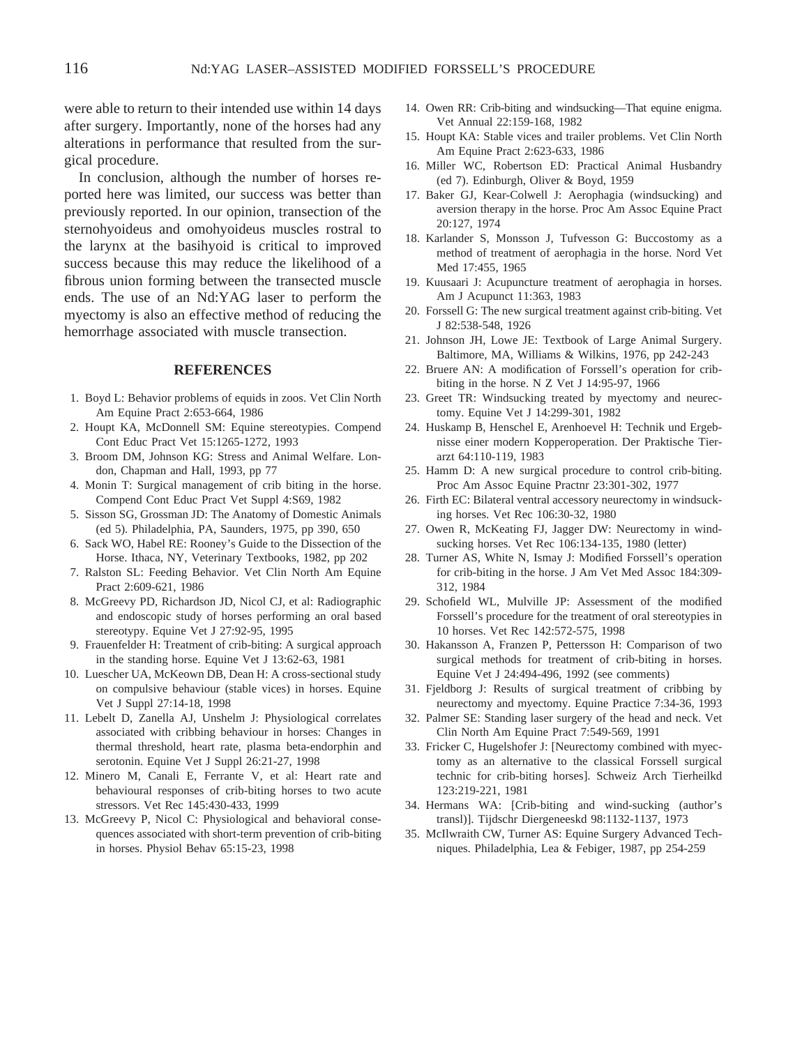were able to return to their intended use within 14 days after surgery. Importantly, none of the horses had any alterations in performance that resulted from the surgical procedure.

In conclusion, although the number of horses reported here was limited, our success was better than previously reported. In our opinion, transection of the sternohyoideus and omohyoideus muscles rostral to the larynx at the basihyoid is critical to improved success because this may reduce the likelihood of a fibrous union forming between the transected muscle ends. The use of an Nd:YAG laser to perform the myectomy is also an effective method of reducing the hemorrhage associated with muscle transection.

## REFERENCES

1. Boyd L: Behavior problems of equids in zoos. Vet Clin North Am Equine Pract 2:653-664, 1986
2. Houpt KA, McDonnell SM: Equine stereotypies. Compend Cont Educ Pract Vet 15:1265-1272, 1993
3. Broom DM, Johnson KG: Stress and Animal Welfare. London, Chapman and Hall, 1993, pp 77
4. Monin T: Surgical management of crib biting in the horse. Compend Cont Educ Pract Vet Suppl 4:S69, 1982
5. Sisson SG, Grossman JD: The Anatomy of Domestic Animals (ed 5). Philadelphia, PA, Saunders, 1975, pp 390, 650
6. Sack WO, Habel RE: Rooney's Guide to the Dissection of the Horse. Ithaca, NY, Veterinary Textbooks, 1982, pp 202
7. Ralston SL: Feeding Behavior. Vet Clin North Am Equine Pract 2:609-621, 1986
8. McGreevy PD, Richardson JD, Nicol CJ, et al: Radiographic and endoscopic study of horses performing an oral based stereotypy. Equine Vet J 27:92-95, 1995
9. Frauenfelder H: Treatment of crib-biting: A surgical approach in the standing horse. Equine Vet J 13:62-63, 1981
10. Luescher UA, McKeown DB, Dean H: A cross-sectional study on compulsive behaviour (stable vices) in horses. Equine Vet J Suppl 27:14-18, 1998
11. Lebelt D, Zanella AJ, Unshelm J: Physiological correlates associated with cribbing behaviour in horses: Changes in thermal threshold, heart rate, plasma beta-endorphin and serotonin. Equine Vet J Suppl 26:21-27, 1998
12. Minero M, Canali E, Ferrante V, et al: Heart rate and behavioural responses of crib-biting horses to two acute stressors. Vet Rec 145:430-433, 1999
13. McGreevy P, Nicol C: Physiological and behavioral consequences associated with short-term prevention of crib-biting in horses. Physiol Behav 65:15-23, 1998
14. Owen RR: Crib-biting and windsucking—That equine enigma. Vet Annual 22:159-168, 1982
15. Houpt KA: Stable vices and trailer problems. Vet Clin North Am Equine Pract 2:623-633, 1986
16. Miller WC, Robertson ED: Practical Animal Husbandry (ed 7). Edinburgh, Oliver & Boyd, 1959
17. Baker GJ, Kear-Colwell J: Aerophagia (windsucking) and aversion therapy in the horse. Proc Am Assoc Equine Pract 20:127, 1974
18. Karlander S, Monsson J, Tufvesson G: Buccostomy as a method of treatment of aerophagia in the horse. Nord Vet Med 17:455, 1965
19. Kuusaari J: Acupuncture treatment of aerophagia in horses. Am J Acupunct 11:363, 1983
20. Forssell G: The new surgical treatment against crib-biting. Vet J 82:538-548, 1926
21. Johnson JH, Lowe JE: Textbook of Large Animal Surgery. Baltimore, MA, Williams & Wilkins, 1976, pp 242-243
22. Bruere AN: A modification of Forssell's operation for crib-biting in the horse. N Z Vet J 14:95-97, 1966
23. Greet TR: Windsucking treated by myectomy and neurectomy. Equine Vet J 14:299-301, 1982
24. Huskamp B, Henschel E, Arenhoevel H: Technik und Ergebnisse einer modern Kopperoperation. Der Praktische Tierarzt 64:110-119, 1983
25. Hamm D: A new surgical procedure to control crib-biting. Proc Am Assoc Equine Practnr 23:301-302, 1977
26. Firth EC: Bilateral ventral accessory neurectomy in windsucking horses. Vet Rec 106:30-32, 1980
27. Owen R, McKeating FJ, Jagger DW: Neurectomy in windsucking horses. Vet Rec 106:134-135, 1980 (letter)
28. Turner AS, White N, Ismay J: Modified Forssell's operation for crib-biting in the horse. J Am Vet Med Assoc 184:309-312, 1984
29. Schofield WL, Mulville JP: Assessment of the modified Forssell's procedure for the treatment of oral stereotypies in 10 horses. Vet Rec 142:572-575, 1998
30. Hakansson A, Franzen P, Pettersson H: Comparison of two surgical methods for treatment of crib-biting in horses. Equine Vet J 24:494-496, 1992 (see comments)
31. Fjeldborg J: Results of surgical treatment of cribbing by neurectomy and myectomy. Equine Practice 7:34-36, 1993
32. Palmer SE: Standing laser surgery of the head and neck. Vet Clin North Am Equine Pract 7:549-569, 1991
33. Fricker C, Hugelshofer J: [Neurectomy combined with myectomy as an alternative to the classical Forssell surgical technic for crib-biting horses]. Schweiz Arch Tierheilkd 123:219-221, 1981
34. Hermans WA: [Crib-biting and wind-sucking (author's transl)]. Tijdschr Diergeneeskd 98:1132-1137, 1973
35. McIlwraith CW, Turner AS: Equine Surgery Advanced Techniques. Philadelphia, Lea & Febiger, 1987, pp 254-259